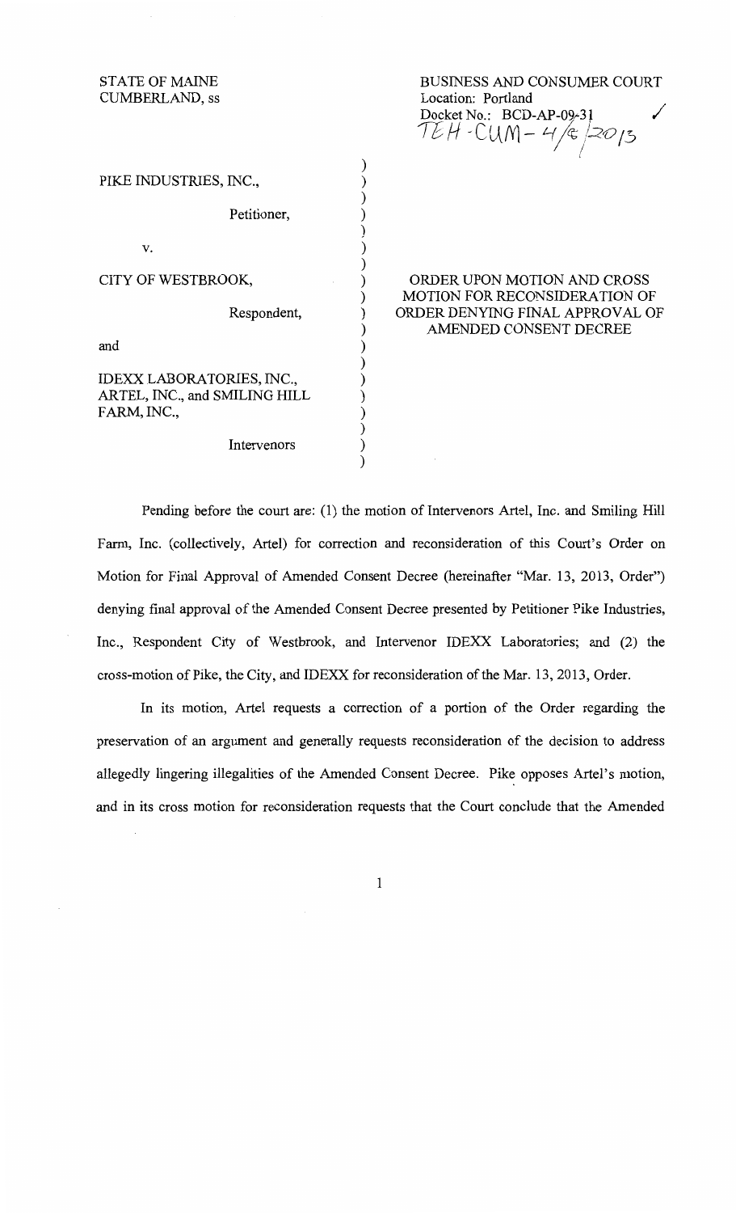STATE OF MAINE
CUMBERLAND, ss

BUSINESS AND CONSUMER COURT
Location: Portland
Docket No.: BCD-AP-09-31
TEH-CUM-4/8/2013

PIKE INDUSTRIES, INC.,

Petitioner,

v.

CITY OF WESTBROOK,

Respondent,

and

IDEXX LABORATORIES, INC., ARTEL, INC., and SMILING HILL FARM, INC.,

Intervenors

ORDER UPON MOTION AND CROSS MOTION FOR RECONSIDERATION OF ORDER DENYING FINAL APPROVAL OF AMENDED CONSENT DECREE

Pending before the court are: (1) the motion of Intervenors Artel, Inc. and Smiling Hill Farm, Inc. (collectively, Artel) for correction and reconsideration of this Court's Order on Motion for Final Approval of Amended Consent Decree (hereinafter "Mar. 13, 2013, Order") denying final approval of the Amended Consent Decree presented by Petitioner Pike Industries, Inc., Respondent City of Westbrook, and Intervenor IDEXX Laboratories; and (2) the cross-motion of Pike, the City, and IDEXX for reconsideration of the Mar. 13, 2013, Order.

In its motion, Artel requests a correction of a portion of the Order regarding the preservation of an argument and generally requests reconsideration of the decision to address allegedly lingering illegalities of the Amended Consent Decree. Pike opposes Artel's motion, and in its cross motion for reconsideration requests that the Court conclude that the Amended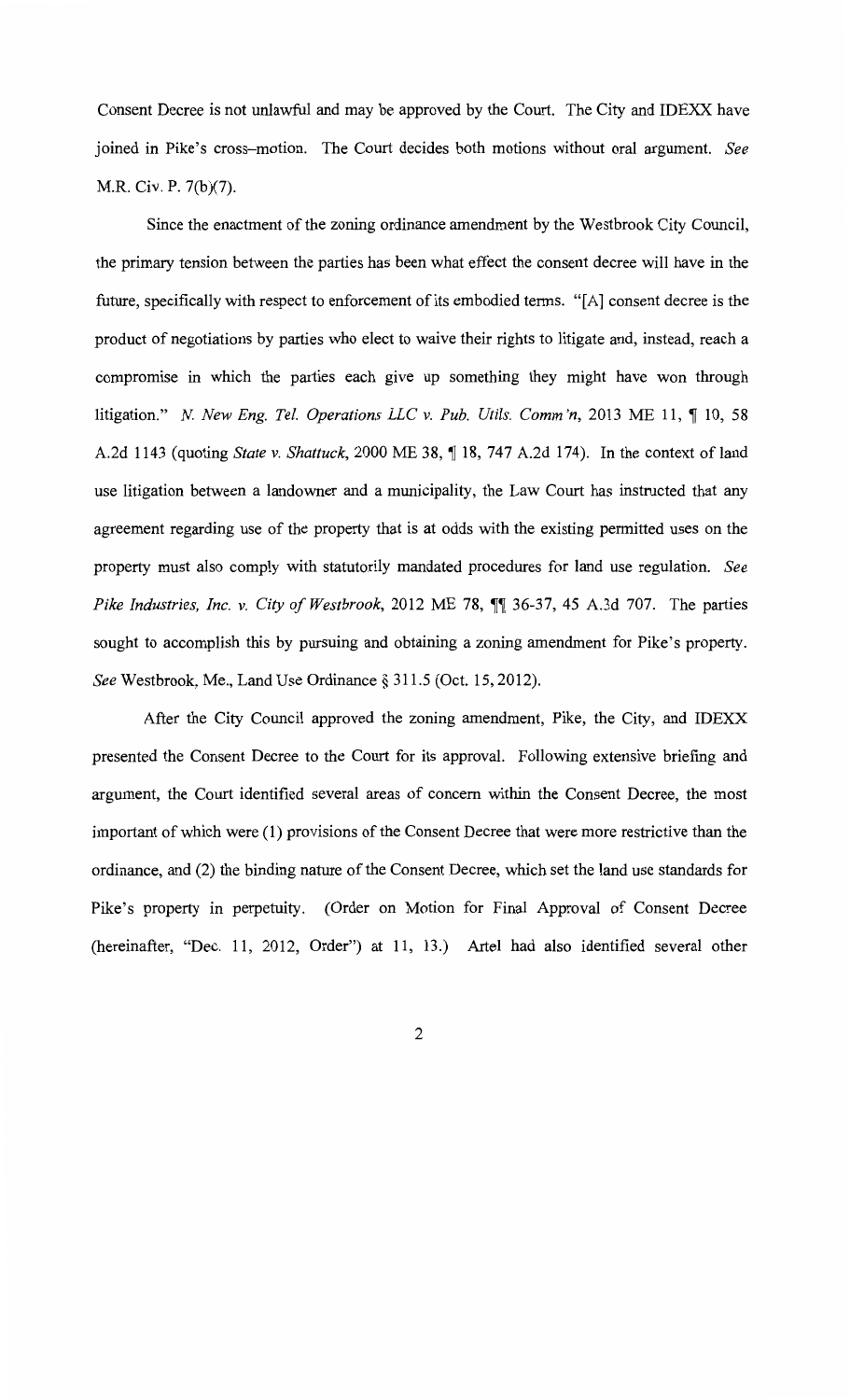Consent Decree is not unlawful and may be approved by the Court. The City and IDEXX have joined in Pike's cross-motion. The Court decides both motions without oral argument. *See* M.R. Civ. P. 7(b)(7).

Since the enactment of the zoning ordinance amendment by the Westbrook City Council, the primary tension between the parties has been what effect the consent decree will have in the future, specifically with respect to enforcement of its embodied terms. "[A] consent decree is the product of negotiations by parties who elect to waive their rights to litigate and, instead, reach a compromise in which the parties each give up something they might have won through litigation." *N. New Eng. Tel. Operations LLC v. Pub. Utils. Comm'n*, 2013 ME 11, ¶ 10, 58 A.2d 1143 (quoting *State v. Shattuck*, 2000 ME 38, ¶ 18, 747 A.2d 174). In the context of land use litigation between a landowner and a municipality, the Law Court has instructed that any agreement regarding use of the property that is at odds with the existing permitted uses on the property must also comply with statutorily mandated procedures for land use regulation. *See Pike Industries, Inc. v. City of Westbrook*, 2012 ME 78, ¶¶ 36-37, 45 A.3d 707. The parties sought to accomplish this by pursuing and obtaining a zoning amendment for Pike's property. *See* Westbrook, Me., Land Use Ordinance § 311.5 (Oct. 15, 2012).

After the City Council approved the zoning amendment, Pike, the City, and IDEXX presented the Consent Decree to the Court for its approval. Following extensive briefing and argument, the Court identified several areas of concern within the Consent Decree, the most important of which were (1) provisions of the Consent Decree that were more restrictive than the ordinance, and (2) the binding nature of the Consent Decree, which set the land use standards for Pike's property in perpetuity. (Order on Motion for Final Approval of Consent Decree (hereinafter, "Dec. 11, 2012, Order") at 11, 13.) Artel had also identified several other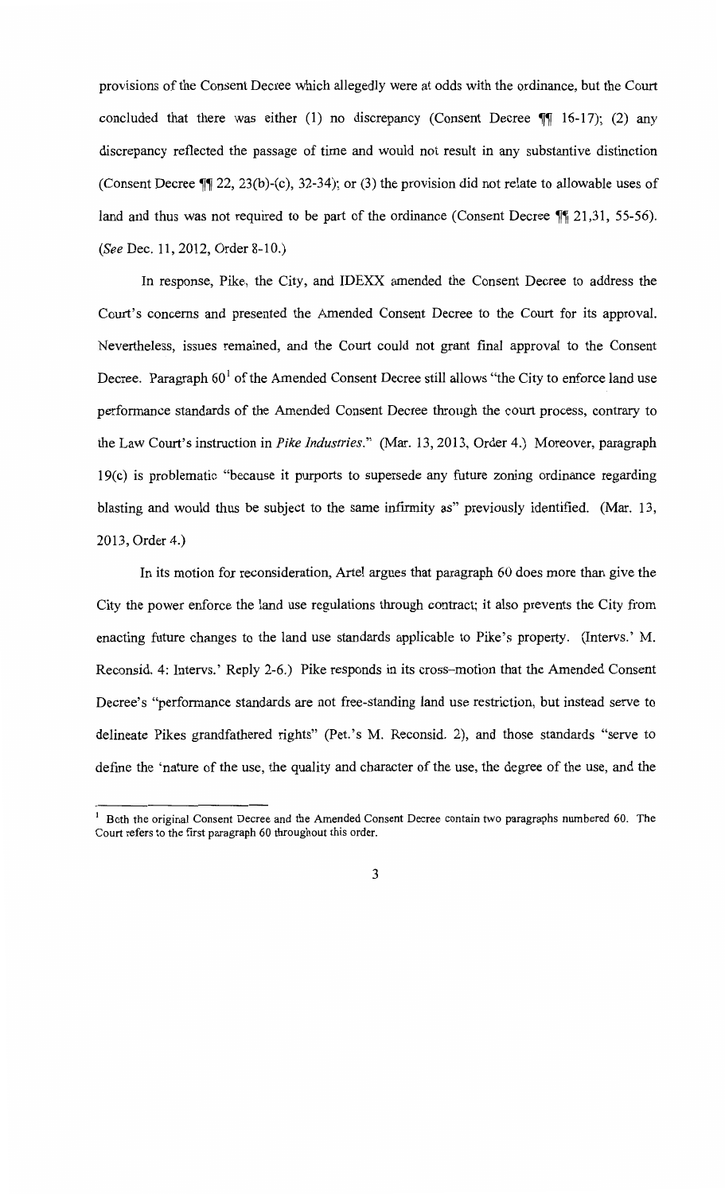provisions of the Consent Decree which allegedly were at odds with the ordinance, but the Court concluded that there was either (1) no discrepancy (Consent Decree ¶¶ 16-17); (2) any discrepancy reflected the passage of time and would not result in any substantive distinction (Consent Decree ¶¶ 22, 23(b)-(c), 32-34); or (3) the provision did not relate to allowable uses of land and thus was not required to be part of the ordinance (Consent Decree ¶¶ 21,31, 55-56). (*See* Dec. 11, 2012, Order 8-10.)

In response, Pike, the City, and IDEXX amended the Consent Decree to address the Court's concerns and presented the Amended Consent Decree to the Court for its approval. Nevertheless, issues remained, and the Court could not grant final approval to the Consent Decree. Paragraph 60[1] of the Amended Consent Decree still allows "the City to enforce land use performance standards of the Amended Consent Decree through the court process, contrary to the Law Court's instruction in *Pike Industries*." (Mar. 13, 2013, Order 4.) Moreover, paragraph 19(c) is problematic "because it purports to supersede any future zoning ordinance regarding blasting and would thus be subject to the same infirmity as" previously identified. (Mar. 13, 2013, Order 4.)

In its motion for reconsideration, Artel argues that paragraph 60 does more than give the City the power enforce the land use regulations through contract; it also prevents the City from enacting future changes to the land use standards applicable to Pike's property. (Intervs.' M. Reconsid. 4; Intervs.' Reply 2-6.) Pike responds in its cross-motion that the Amended Consent Decree's "performance standards are not free-standing land use restriction, but instead serve to delineate Pikes grandfathered rights" (Pet.'s M. Reconsid. 2), and those standards "serve to define the 'nature of the use, the quality and character of the use, the degree of the use, and the

---

[1] Both the original Consent Decree and the Amended Consent Decree contain two paragraphs numbered 60. The Court refers to the first paragraph 60 throughout this order.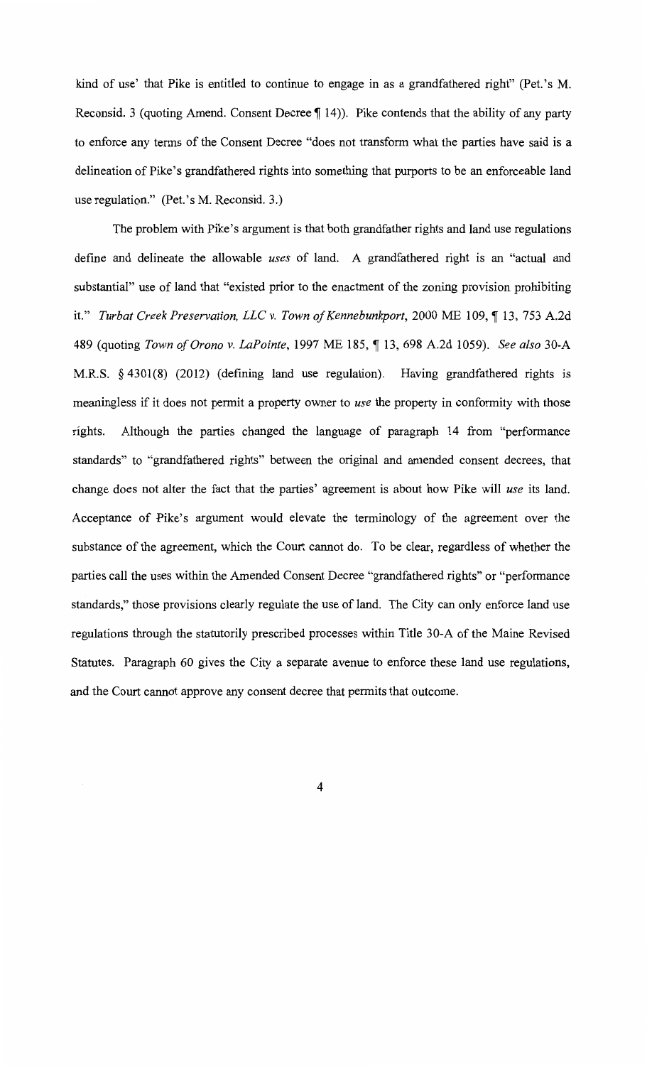kind of use' that Pike is entitled to continue to engage in as a grandfathered right" (Pet.'s M. Reconsid. 3 (quoting Amend. Consent Decree ¶ 14)). Pike contends that the ability of any party to enforce any terms of the Consent Decree "does not transform what the parties have said is a delineation of Pike's grandfathered rights into something that purports to be an enforceable land use regulation." (Pet.'s M. Reconsid. 3.)

The problem with Pike's argument is that both grandfather rights and land use regulations define and delineate the allowable *uses* of land. A grandfathered right is an "actual and substantial" use of land that "existed prior to the enactment of the zoning provision prohibiting it." *Turbat Creek Preservation, LLC v. Town of Kennebunkport*, 2000 ME 109, ¶ 13, 753 A.2d 489 (quoting *Town of Orono v. LaPointe*, 1997 ME 185, ¶ 13, 698 A.2d 1059). *See also* 30-A M.R.S. § 4301(8) (2012) (defining land use regulation). Having grandfathered rights is meaningless if it does not permit a property owner to *use* the property in conformity with those rights. Although the parties changed the language of paragraph 14 from "performance standards" to "grandfathered rights" between the original and amended consent decrees, that change does not alter the fact that the parties' agreement is about how Pike will *use* its land. Acceptance of Pike's argument would elevate the terminology of the agreement over the substance of the agreement, which the Court cannot do. To be clear, regardless of whether the parties call the uses within the Amended Consent Decree "grandfathered rights" or "performance standards," those provisions clearly regulate the use of land. The City can only enforce land use regulations through the statutorily prescribed processes within Title 30-A of the Maine Revised Statutes. Paragraph 60 gives the City a separate avenue to enforce these land use regulations, and the Court cannot approve any consent decree that permits that outcome.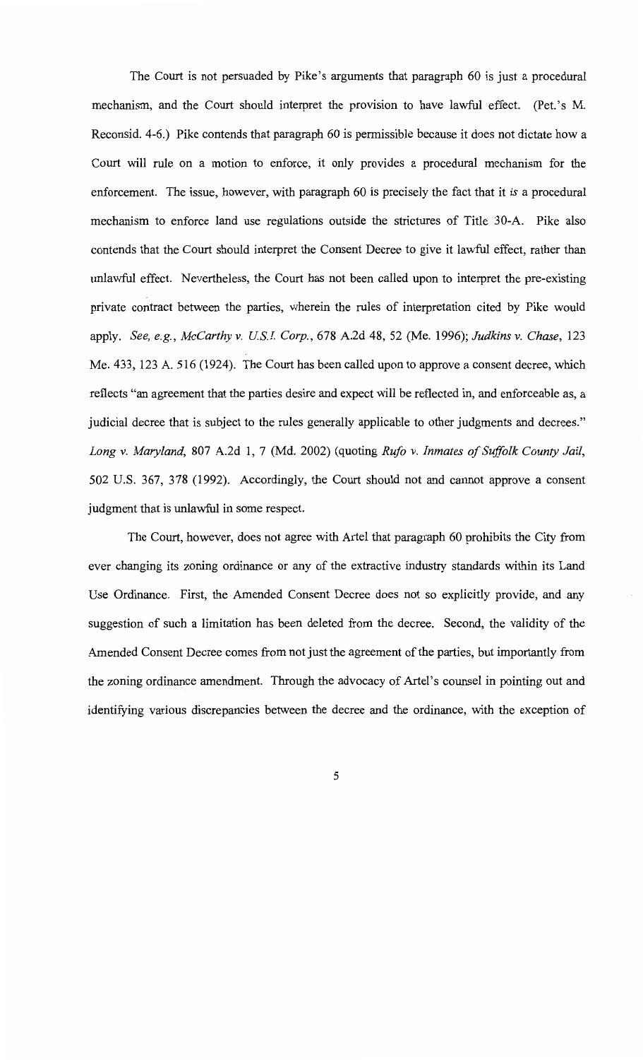The Court is not persuaded by Pike's arguments that paragraph 60 is just a procedural mechanism, and the Court should interpret the provision to have lawful effect. (Pet.'s M. Reconsid. 4-6.) Pike contends that paragraph 60 is permissible because it does not dictate how a Court will rule on a motion to enforce, it only provides a procedural mechanism for the enforcement. The issue, however, with paragraph 60 is precisely the fact that it *is* a procedural mechanism to enforce land use regulations outside the strictures of Title 30-A. Pike also contends that the Court should interpret the Consent Decree to give it lawful effect, rather than unlawful effect. Nevertheless, the Court has not been called upon to interpret the pre-existing private contract between the parties, wherein the rules of interpretation cited by Pike would apply. *See, e.g.*, *McCarthy v. U.S.I. Corp.*, 678 A.2d 48, 52 (Me. 1996); *Judkins v. Chase*, 123 Me. 433, 123 A. 516 (1924). The Court has been called upon to approve a consent decree, which reflects "an agreement that the parties desire and expect will be reflected in, and enforceable as, a judicial decree that is subject to the rules generally applicable to other judgments and decrees." *Long v. Maryland*, 807 A.2d 1, 7 (Md. 2002) (quoting *Rufo v. Inmates of Suffolk County Jail*, 502 U.S. 367, 378 (1992). Accordingly, the Court should not and cannot approve a consent judgment that is unlawful in some respect.

The Court, however, does not agree with Artel that paragraph 60 prohibits the City from ever changing its zoning ordinance or any of the extractive industry standards within its Land Use Ordinance. First, the Amended Consent Decree does not so explicitly provide, and any suggestion of such a limitation has been deleted from the decree. Second, the validity of the Amended Consent Decree comes from not just the agreement of the parties, but importantly from the zoning ordinance amendment. Through the advocacy of Artel's counsel in pointing out and identifying various discrepancies between the decree and the ordinance, with the exception of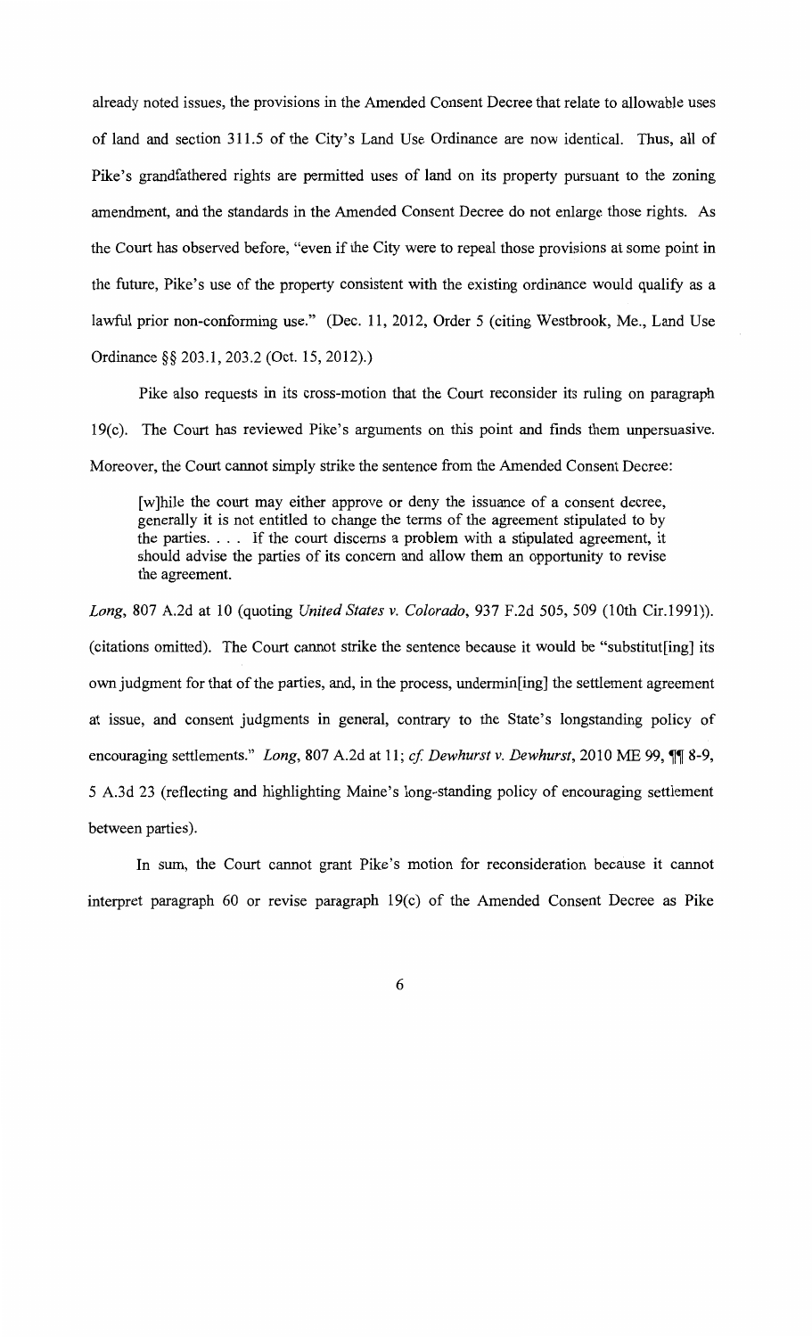already noted issues, the provisions in the Amended Consent Decree that relate to allowable uses of land and section 311.5 of the City's Land Use Ordinance are now identical. Thus, all of Pike's grandfathered rights are permitted uses of land on its property pursuant to the zoning amendment, and the standards in the Amended Consent Decree do not enlarge those rights. As the Court has observed before, "even if the City were to repeal those provisions at some point in the future, Pike's use of the property consistent with the existing ordinance would qualify as a lawful prior non-conforming use." (Dec. 11, 2012, Order 5 (citing Westbrook, Me., Land Use Ordinance §§ 203.1, 203.2 (Oct. 15, 2012).)

Pike also requests in its cross-motion that the Court reconsider its ruling on paragraph 19(c). The Court has reviewed Pike's arguments on this point and finds them unpersuasive. Moreover, the Court cannot simply strike the sentence from the Amended Consent Decree:

> [w]hile the court may either approve or deny the issuance of a consent decree, generally it is not entitled to change the terms of the agreement stipulated to by the parties. . . . If the court discerns a problem with a stipulated agreement, it should advise the parties of its concern and allow them an opportunity to revise the agreement.

*Long*, 807 A.2d at 10 (quoting *United States v. Colorado*, 937 F.2d 505, 509 (10th Cir.1991)). (citations omitted). The Court cannot strike the sentence because it would be "substitut[ing] its own judgment for that of the parties, and, in the process, undermin[ing] the settlement agreement at issue, and consent judgments in general, contrary to the State's longstanding policy of encouraging settlements." *Long*, 807 A.2d at 11; *cf. Dewhurst v. Dewhurst*, 2010 ME 99, ¶¶ 8-9, 5 A.3d 23 (reflecting and highlighting Maine's long-standing policy of encouraging settlement between parties).

In sum, the Court cannot grant Pike's motion for reconsideration because it cannot interpret paragraph 60 or revise paragraph 19(c) of the Amended Consent Decree as Pike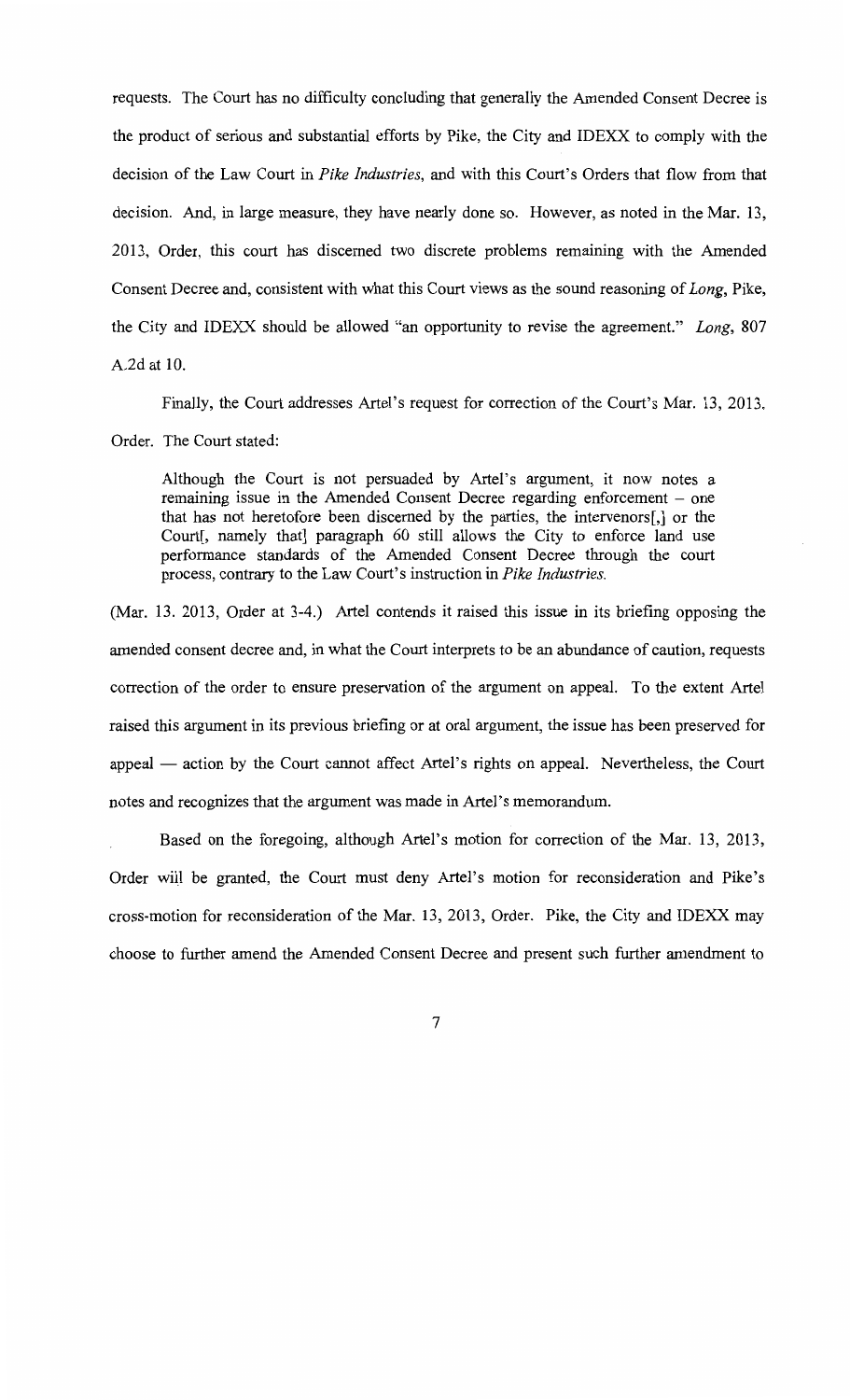requests. The Court has no difficulty concluding that generally the Amended Consent Decree is the product of serious and substantial efforts by Pike, the City and IDEXX to comply with the decision of the Law Court in *Pike Industries*, and with this Court's Orders that flow from that decision. And, in large measure, they have nearly done so. However, as noted in the Mar. 13, 2013, Order, this court has discerned two discrete problems remaining with the Amended Consent Decree and, consistent with what this Court views as the sound reasoning of *Long*, Pike, the City and IDEXX should be allowed "an opportunity to revise the agreement." *Long*, 807 A.2d at 10.

Finally, the Court addresses Artel's request for correction of the Court's Mar. 13, 2013, Order. The Court stated:

> Although the Court is not persuaded by Artel's argument, it now notes a remaining issue in the Amended Consent Decree regarding enforcement – one that has not heretofore been discerned by the parties, the intervenors[,] or the Court[, namely that] paragraph 60 still allows the City to enforce land use performance standards of the Amended Consent Decree through the court process, contrary to the Law Court's instruction in *Pike Industries*.

(Mar. 13. 2013, Order at 3-4.) Artel contends it raised this issue in its briefing opposing the amended consent decree and, in what the Court interprets to be an abundance of caution, requests correction of the order to ensure preservation of the argument on appeal. To the extent Artel raised this argument in its previous briefing or at oral argument, the issue has been preserved for appeal — action by the Court cannot affect Artel's rights on appeal. Nevertheless, the Court notes and recognizes that the argument was made in Artel's memorandum.

Based on the foregoing, although Artel's motion for correction of the Mar. 13, 2013, Order will be granted, the Court must deny Artel's motion for reconsideration and Pike's cross-motion for reconsideration of the Mar. 13, 2013, Order. Pike, the City and IDEXX may choose to further amend the Amended Consent Decree and present such further amendment to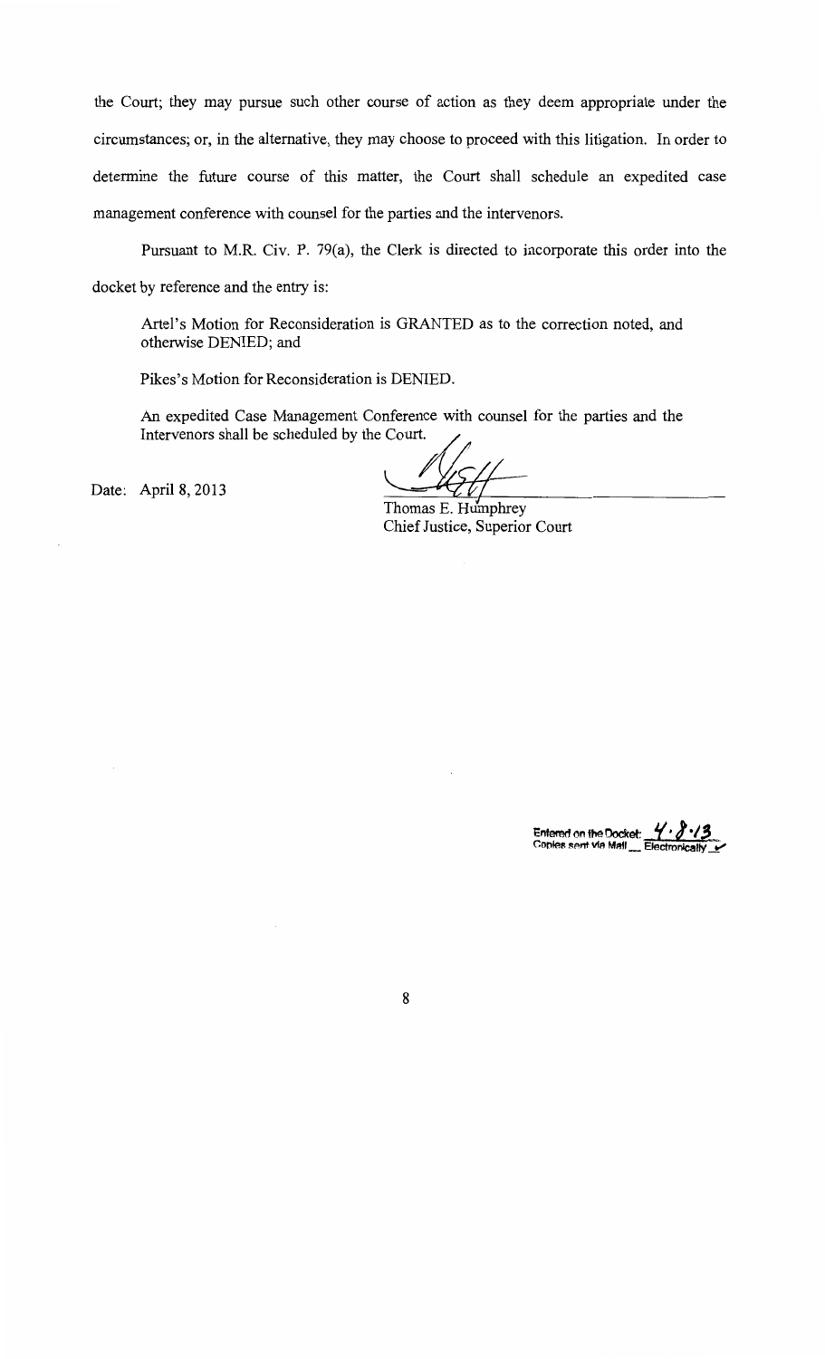the Court; they may pursue such other course of action as they deem appropriate under the circumstances; or, in the alternative, they may choose to proceed with this litigation. In order to determine the future course of this matter, the Court shall schedule an expedited case management conference with counsel for the parties and the intervenors.

Pursuant to M.R. Civ. P. 79(a), the Clerk is directed to incorporate this order into the docket by reference and the entry is:

> Artel's Motion for Reconsideration is GRANTED as to the correction noted, and otherwise DENIED; and
>
> Pikes's Motion for Reconsideration is DENIED.
>
> An expedited Case Management Conference with counsel for the parties and the Intervenors shall be scheduled by the Court.

Date: April 8, 2013

Thomas E. Humphrey
Chief Justice, Superior Court

Entered on the Docket: 4·8·13
Copies sent via Mail ___ Electronically ✓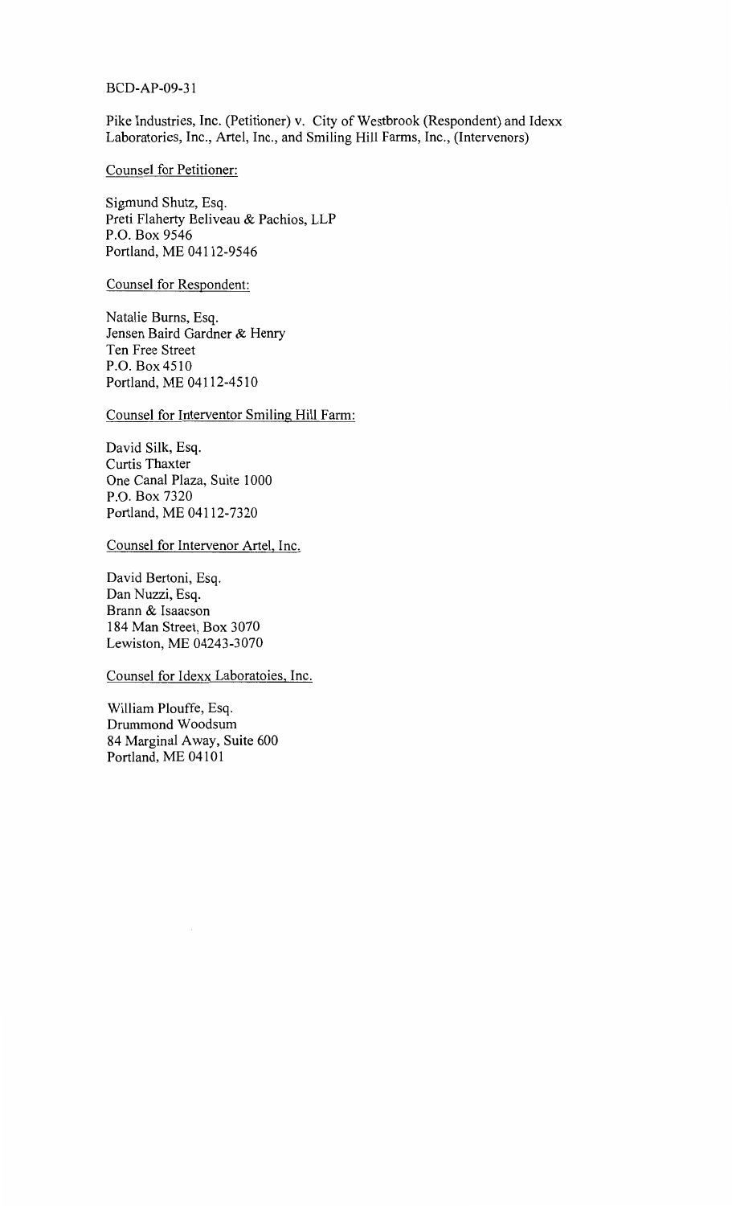BCD-AP-09-31

Pike Industries, Inc. (Petitioner) v. City of Westbrook (Respondent) and Idexx Laboratories, Inc., Artel, Inc., and Smiling Hill Farms, Inc., (Intervenors)

Counsel for Petitioner:

Sigmund Shutz, Esq.
Preti Flaherty Beliveau & Pachios, LLP
P.O. Box 9546
Portland, ME 04112-9546

Counsel for Respondent:

Natalie Burns, Esq.
Jensen Baird Gardner & Henry
Ten Free Street
P.O. Box 4510
Portland, ME 04112-4510

Counsel for Interventor Smiling Hill Farm:

David Silk, Esq.
Curtis Thaxter
One Canal Plaza, Suite 1000
P.O. Box 7320
Portland, ME 04112-7320

Counsel for Intervenor Artel, Inc.

David Bertoni, Esq.
Dan Nuzzi, Esq.
Brann & Isaacson
184 Man Street, Box 3070
Lewiston, ME 04243-3070

Counsel for Idexx Laboratoies, Inc.

William Plouffe, Esq.
Drummond Woodsum
84 Marginal Away, Suite 600
Portland, ME 04101